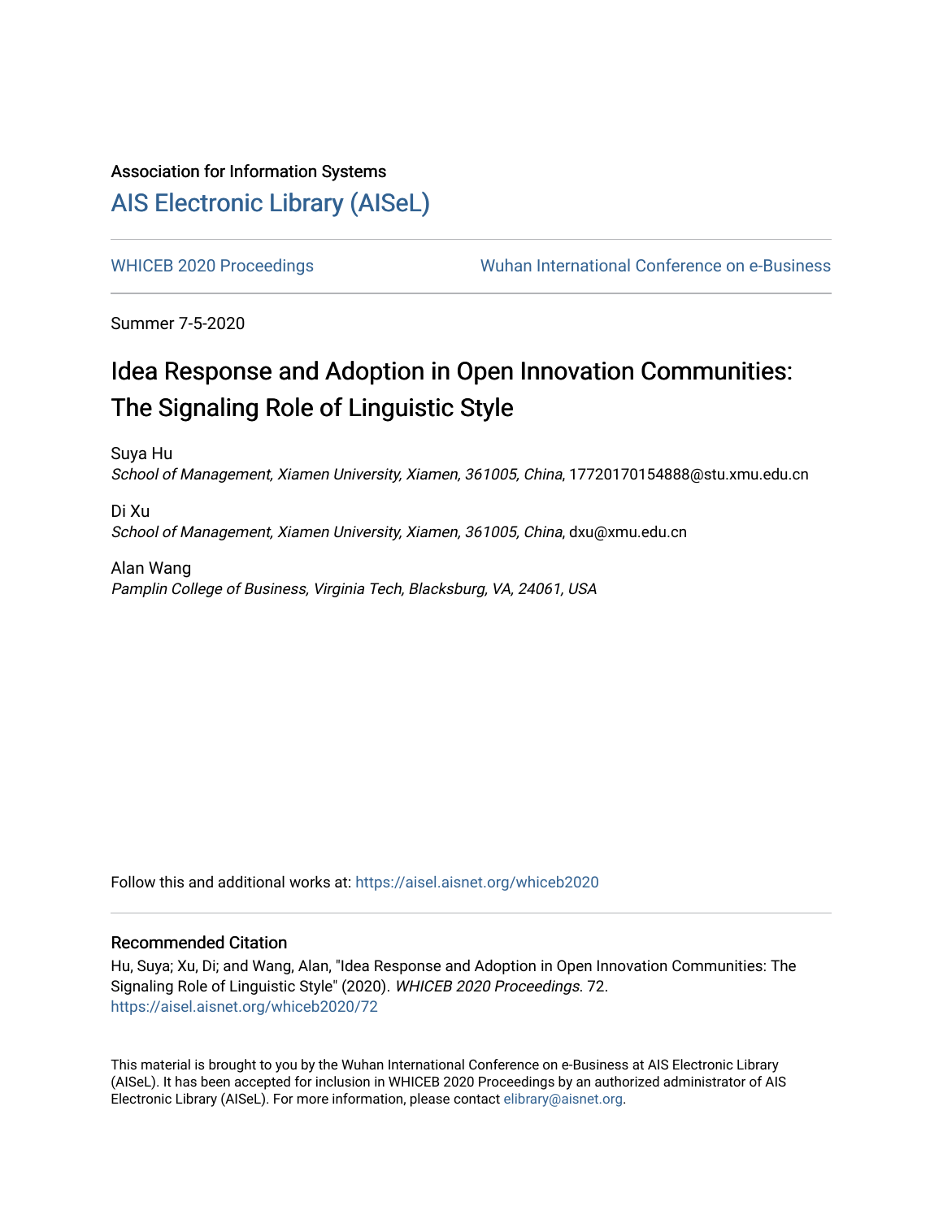Association for Information Systems

# AIS Electronic Library (AISeL)

WHICEB 2020 Proceedings

Wuhan International Conference on e-Business

Summer 7-5-2020

# Idea Response and Adoption in Open Innovation Communities: The Signaling Role of Linguistic Style

Suya Hu

*School of Management, Xiamen University, Xiamen, 361005, China*, 17720170154888@stu.xmu.edu.cn

Di Xu

*School of Management, Xiamen University, Xiamen, 361005, China*, dxu@xmu.edu.cn

Alan Wang

*Pamplin College of Business, Virginia Tech, Blacksburg, VA, 24061, USA*

Follow this and additional works at: https://aisel.aisnet.org/whiceb2020

## Recommended Citation

Hu, Suya; Xu, Di; and Wang, Alan, "Idea Response and Adoption in Open Innovation Communities: The Signaling Role of Linguistic Style" (2020). *WHICEB 2020 Proceedings*. 72.
https://aisel.aisnet.org/whiceb2020/72

This material is brought to you by the Wuhan International Conference on e-Business at AIS Electronic Library (AISeL). It has been accepted for inclusion in WHICEB 2020 Proceedings by an authorized administrator of AIS Electronic Library (AISeL). For more information, please contact elibrary@aisnet.org.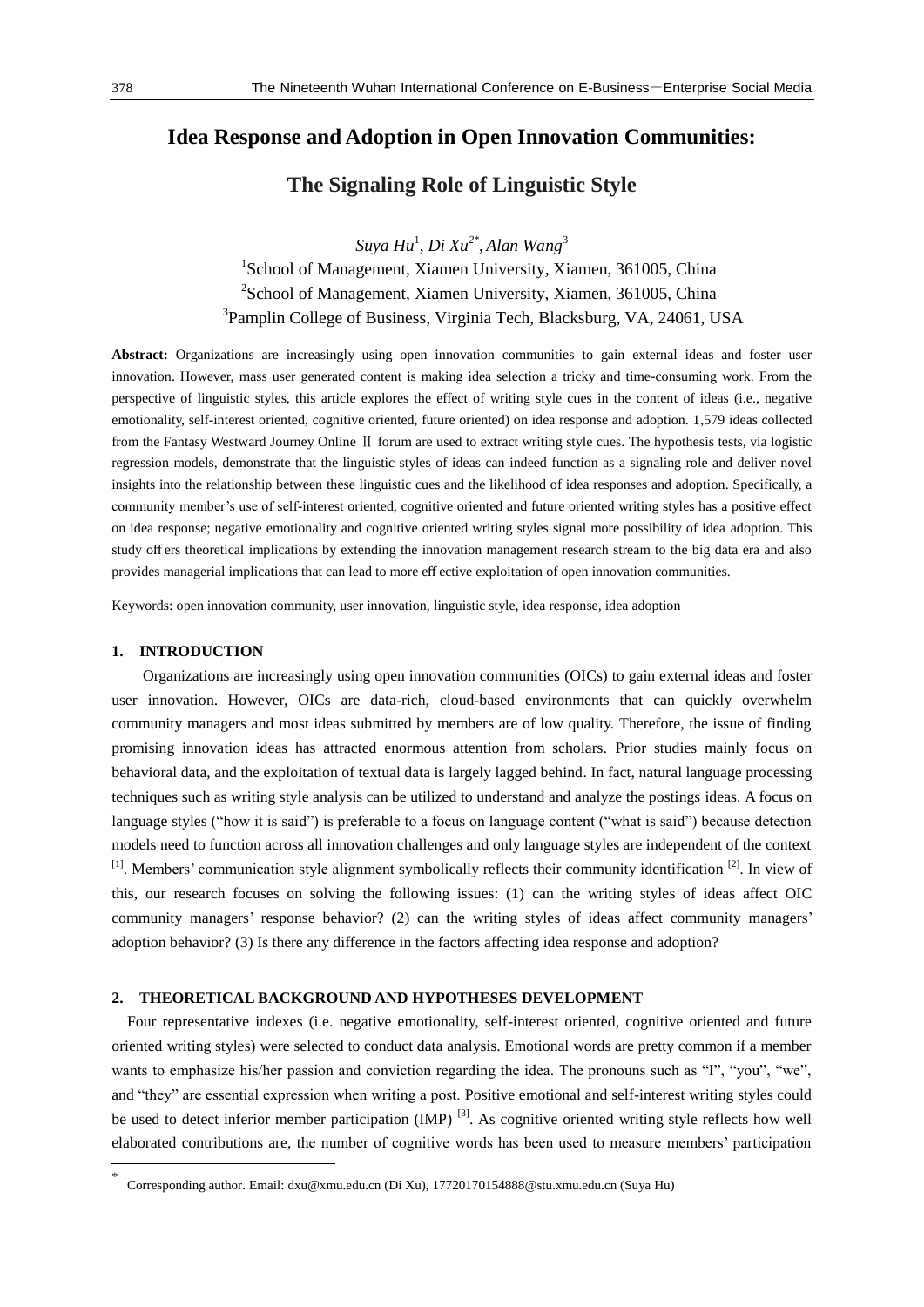# Idea Response and Adoption in Open Innovation Communities: 

## The Signaling Role of Linguistic Style

*Suya Hu*[1], *Di Xu*[2*], *Alan Wang*[3]

[1]School of Management, Xiamen University, Xiamen, 361005, China

[2]School of Management, Xiamen University, Xiamen, 361005, China

[3]Pamplin College of Business, Virginia Tech, Blacksburg, VA, 24061, USA

**Abstract:** Organizations are increasingly using open innovation communities to gain external ideas and foster user innovation. However, mass user generated content is making idea selection a tricky and time-consuming work. From the perspective of linguistic styles, this article explores the effect of writing style cues in the content of ideas (i.e., negative emotionality, self-interest oriented, cognitive oriented, future oriented) on idea response and adoption. 1,579 ideas collected from the Fantasy Westward Journey Online Ⅱ forum are used to extract writing style cues. The hypothesis tests, via logistic regression models, demonstrate that the linguistic styles of ideas can indeed function as a signaling role and deliver novel insights into the relationship between these linguistic cues and the likelihood of idea responses and adoption. Specifically, a community member's use of self-interest oriented, cognitive oriented and future oriented writing styles has a positive effect on idea response; negative emotionality and cognitive oriented writing styles signal more possibility of idea adoption. This study offers theoretical implications by extending the innovation management research stream to the big data era and also provides managerial implications that can lead to more effective exploitation of open innovation communities.

Keywords: open innovation community, user innovation, linguistic style, idea response, idea adoption

## 1. INTRODUCTION

Organizations are increasingly using open innovation communities (OICs) to gain external ideas and foster user innovation. However, OICs are data-rich, cloud-based environments that can quickly overwhelm community managers and most ideas submitted by members are of low quality. Therefore, the issue of finding promising innovation ideas has attracted enormous attention from scholars. Prior studies mainly focus on behavioral data, and the exploitation of textual data is largely lagged behind. In fact, natural language processing techniques such as writing style analysis can be utilized to understand and analyze the postings ideas. A focus on language styles ("how it is said") is preferable to a focus on language content ("what is said") because detection models need to function across all innovation challenges and only language styles are independent of the context [1]. Members' communication style alignment symbolically reflects their community identification [2]. In view of this, our research focuses on solving the following issues: (1) can the writing styles of ideas affect OIC community managers' response behavior? (2) can the writing styles of ideas affect community managers' adoption behavior? (3) Is there any difference in the factors affecting idea response and adoption?

## 2. THEORETICAL BACKGROUND AND HYPOTHESES DEVELOPMENT

Four representative indexes (i.e. negative emotionality, self-interest oriented, cognitive oriented and future oriented writing styles) were selected to conduct data analysis. Emotional words are pretty common if a member wants to emphasize his/her passion and conviction regarding the idea. The pronouns such as "I", "you", "we", and "they" are essential expression when writing a post. Positive emotional and self-interest writing styles could be used to detect inferior member participation (IMP) [3]. As cognitive oriented writing style reflects how well elaborated contributions are, the number of cognitive words has been used to measure members' participation

* Corresponding author. Email: dxu@xmu.edu.cn (Di Xu), 17720170154888@stu.xmu.edu.cn (Suya Hu)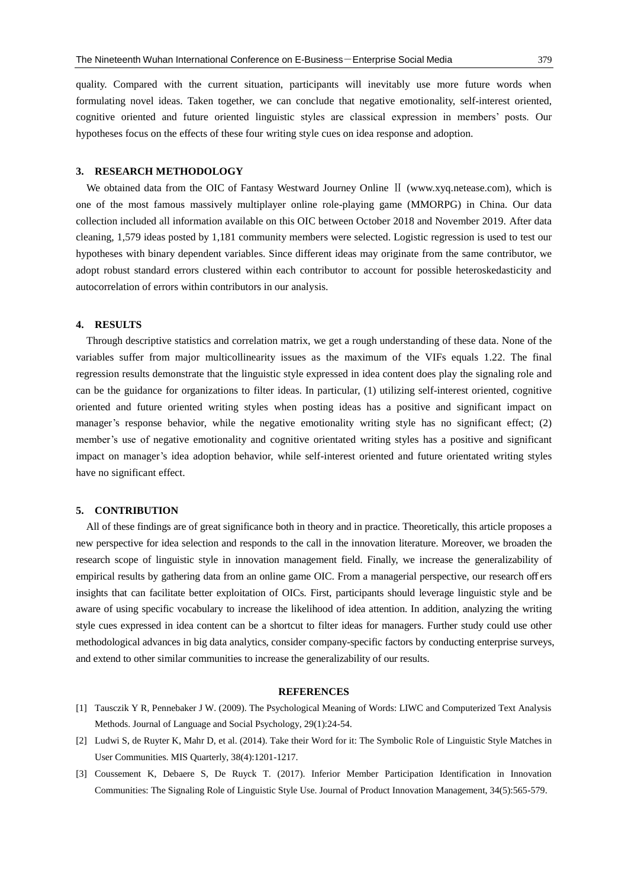quality. Compared with the current situation, participants will inevitably use more future words when formulating novel ideas. Taken together, we can conclude that negative emotionality, self-interest oriented, cognitive oriented and future oriented linguistic styles are classical expression in members' posts. Our hypotheses focus on the effects of these four writing style cues on idea response and adoption.

## 3. RESEARCH METHODOLOGY

We obtained data from the OIC of Fantasy Westward Journey Online Ⅱ (www.xyq.netease.com), which is one of the most famous massively multiplayer online role-playing game (MMORPG) in China. Our data collection included all information available on this OIC between October 2018 and November 2019. After data cleaning, 1,579 ideas posted by 1,181 community members were selected. Logistic regression is used to test our hypotheses with binary dependent variables. Since different ideas may originate from the same contributor, we adopt robust standard errors clustered within each contributor to account for possible heteroskedasticity and autocorrelation of errors within contributors in our analysis.

## 4. RESULTS

Through descriptive statistics and correlation matrix, we get a rough understanding of these data. None of the variables suffer from major multicollinearity issues as the maximum of the VIFs equals 1.22. The final regression results demonstrate that the linguistic style expressed in idea content does play the signaling role and can be the guidance for organizations to filter ideas. In particular, (1) utilizing self-interest oriented, cognitive oriented and future oriented writing styles when posting ideas has a positive and significant impact on manager's response behavior, while the negative emotionality writing style has no significant effect; (2) member's use of negative emotionality and cognitive orientated writing styles has a positive and significant impact on manager's idea adoption behavior, while self-interest oriented and future orientated writing styles have no significant effect.

## 5. CONTRIBUTION

All of these findings are of great significance both in theory and in practice. Theoretically, this article proposes a new perspective for idea selection and responds to the call in the innovation literature. Moreover, we broaden the research scope of linguistic style in innovation management field. Finally, we increase the generalizability of empirical results by gathering data from an online game OIC. From a managerial perspective, our research offers insights that can facilitate better exploitation of OICs. First, participants should leverage linguistic style and be aware of using specific vocabulary to increase the likelihood of idea attention. In addition, analyzing the writing style cues expressed in idea content can be a shortcut to filter ideas for managers. Further study could use other methodological advances in big data analytics, consider company-specific factors by conducting enterprise surveys, and extend to other similar communities to increase the generalizability of our results.

## REFERENCES

[1] Tausczik Y R, Pennebaker J W. (2009). The Psychological Meaning of Words: LIWC and Computerized Text Analysis Methods. Journal of Language and Social Psychology, 29(1):24-54.

[2] Ludwi S, de Ruyter K, Mahr D, et al. (2014). Take their Word for it: The Symbolic Role of Linguistic Style Matches in User Communities. MIS Quarterly, 38(4):1201-1217.

[3] Coussement K, Debaere S, De Ruyck T. (2017). Inferior Member Participation Identification in Innovation Communities: The Signaling Role of Linguistic Style Use. Journal of Product Innovation Management, 34(5):565-579.